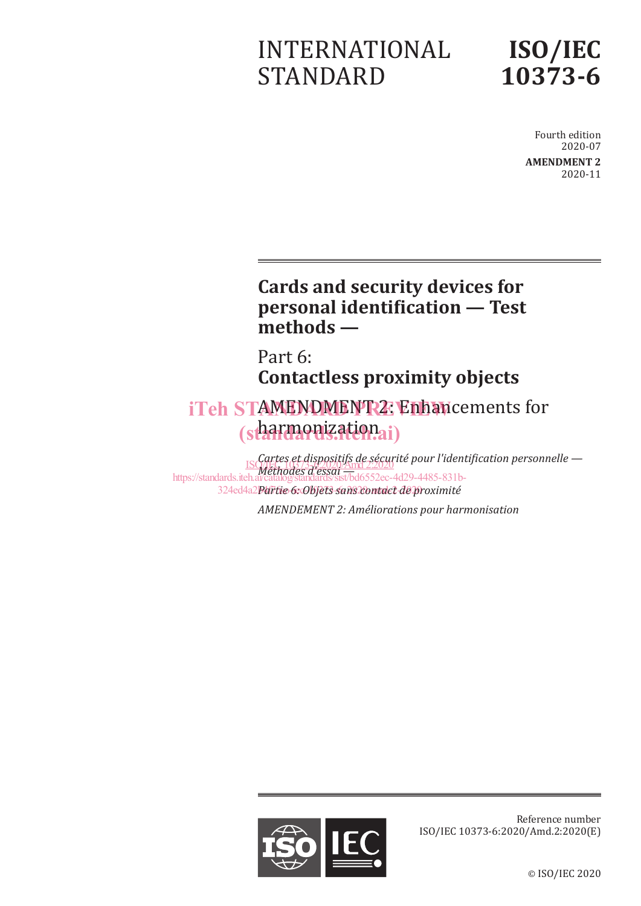# INTERNATIONAL STANDARD

# ISO/IEC 10373-6

Fourth edition
2020-07

**AMENDMENT 2**
2020-11

## Cards and security devices for personal identification — Test methods —

## Part 6: Contactless proximity objects

AMENDMENT 2: Enhancements for harmonization

*Cartes et dispositifs de sécurité pour l'identification personnelle — Méthodes d'essai —*

*Partie 6: Objets sans contact de proximité*

*AMENDEMENT 2: Améliorations pour harmonisation*

iTeh STANDARD PREVIEW
(standards.iteh.ai)

ISO/IEC 10373-6:2020/Amd 2:2020
https://standards.iteh.ai/catalog/standards/sist/bd6552ec-4d29-4485-831b-324ed4a2...

Reference number
ISO/IEC 10373-6:2020/Amd.2:2020(E)

© ISO/IEC 2020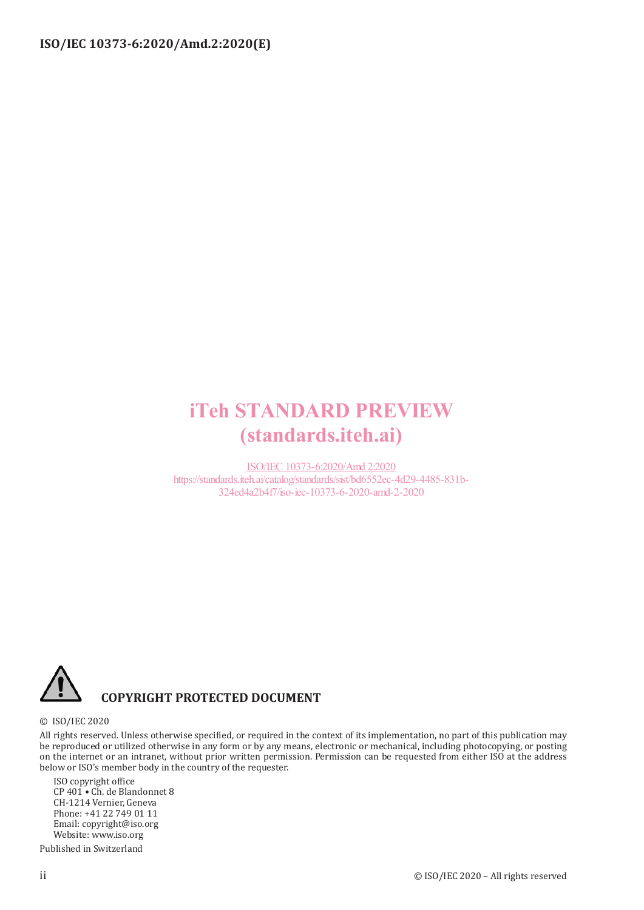iTeh STANDARD PREVIEW
(standards.iteh.ai)

ISO/IEC 10373-6:2020/Amd 2:2020
https://standards.iteh.ai/catalog/standards/sist/bd6552ec-4d29-4485-831b-324ed4a2b4f7/iso-iec-10373-6-2020-amd-2-2020

**COPYRIGHT PROTECTED DOCUMENT**

© ISO/IEC 2020

All rights reserved. Unless otherwise specified, or required in the context of its implementation, no part of this publication may be reproduced or utilized otherwise in any form or by any means, electronic or mechanical, including photocopying, or posting on the internet or an intranet, without prior written permission. Permission can be requested from either ISO at the address below or ISO's member body in the country of the requester.

ISO copyright office
CP 401 • Ch. de Blandonnet 8
CH-1214 Vernier, Geneva
Phone: +41 22 749 01 11
Email: copyright@iso.org
Website: www.iso.org

Published in Switzerland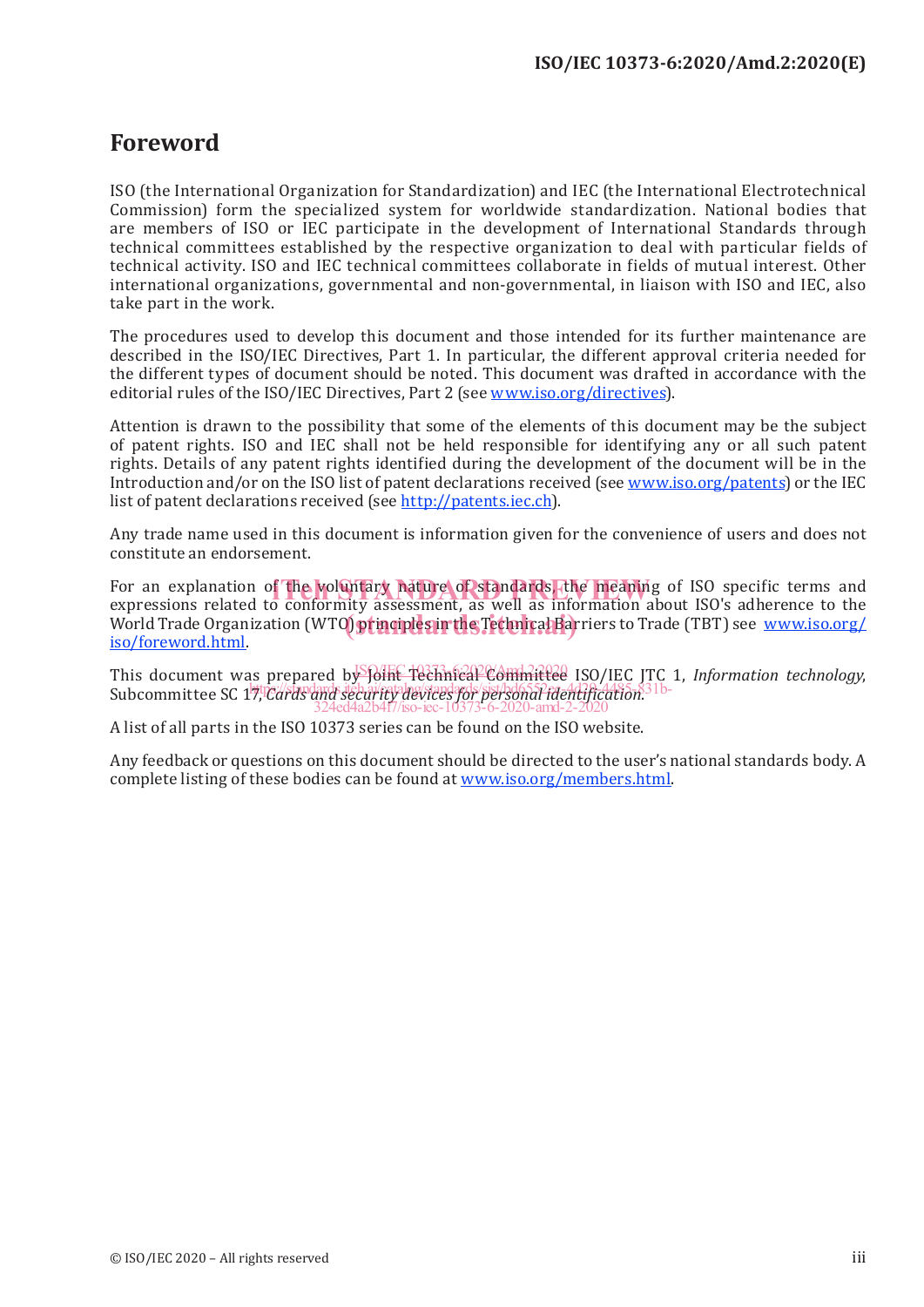# Foreword

ISO (the International Organization for Standardization) and IEC (the International Electrotechnical Commission) form the specialized system for worldwide standardization. National bodies that are members of ISO or IEC participate in the development of International Standards through technical committees established by the respective organization to deal with particular fields of technical activity. ISO and IEC technical committees collaborate in fields of mutual interest. Other international organizations, governmental and non-governmental, in liaison with ISO and IEC, also take part in the work.

The procedures used to develop this document and those intended for its further maintenance are described in the ISO/IEC Directives, Part 1. In particular, the different approval criteria needed for the different types of document should be noted. This document was drafted in accordance with the editorial rules of the ISO/IEC Directives, Part 2 (see www.iso.org/directives).

Attention is drawn to the possibility that some of the elements of this document may be the subject of patent rights. ISO and IEC shall not be held responsible for identifying any or all such patent rights. Details of any patent rights identified during the development of the document will be in the Introduction and/or on the ISO list of patent declarations received (see www.iso.org/patents) or the IEC list of patent declarations received (see http://patents.iec.ch).

Any trade name used in this document is information given for the convenience of users and does not constitute an endorsement.

For an explanation of the voluntary nature of standards, the meaning of ISO specific terms and expressions related to conformity assessment, as well as information about ISO's adherence to the World Trade Organization (WTO) principles in the Technical Barriers to Trade (TBT) see www.iso.org/iso/foreword.html.

This document was prepared by Joint Technical Committee ISO/IEC JTC 1, *Information technology*, Subcommittee SC 17, *Cards and security devices for personal identification*.

A list of all parts in the ISO 10373 series can be found on the ISO website.

Any feedback or questions on this document should be directed to the user's national standards body. A complete listing of these bodies can be found at www.iso.org/members.html.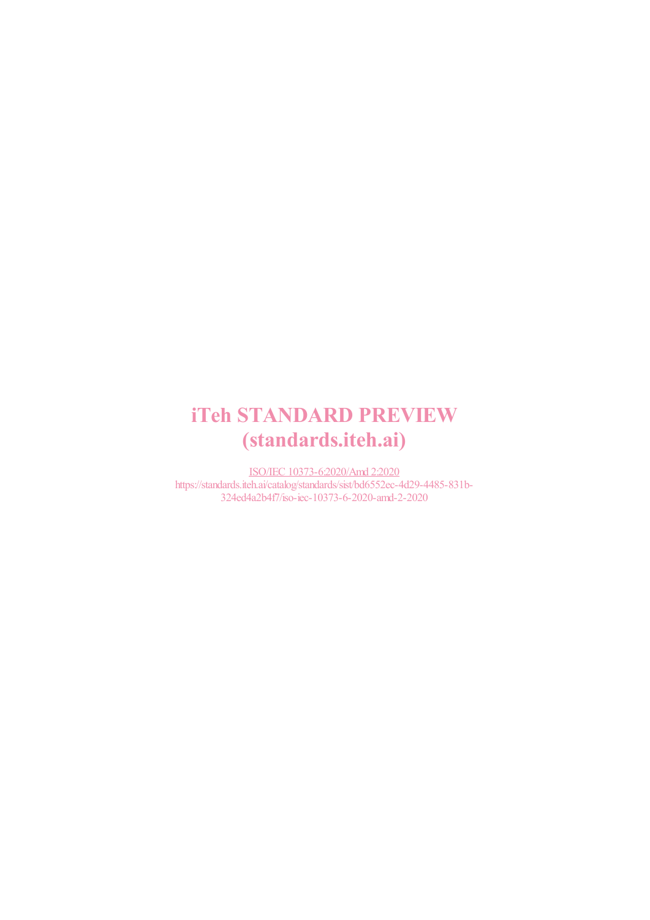iTeh STANDARD PREVIEW
(standards.iteh.ai)

ISO/IEC 10373-6:2020/Amd 2:2020
https://standards.iteh.ai/catalog/standards/sist/bd6552ec-4d29-4485-831b-324ed4a2b4f7/iso-iec-10373-6-2020-amd-2-2020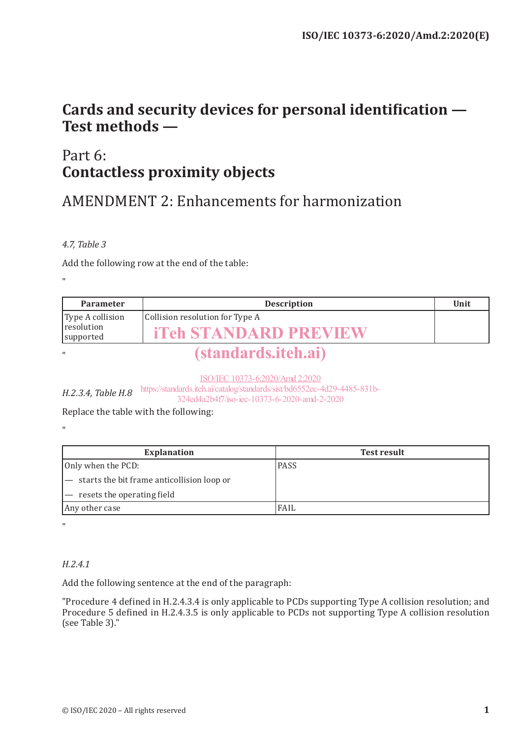# Cards and security devices for personal identification — Test methods —

## Part 6: Contactless proximity objects

## AMENDMENT 2: Enhancements for harmonization

*4.7, Table 3*

Add the following row at the end of the table:

"

| Parameter | Description | Unit |
|---|---|---|
| Type A collision resolution supported | Collision resolution for Type A | |

"

*H.2.3.4, Table H.8*

Replace the table with the following:

"

| Explanation | Test result |
|---|---|
| Only when the PCD:<br>— starts the bit frame anticollision loop or<br>— resets the operating field | PASS |
| Any other case | FAIL |

"

*H.2.4.1*

Add the following sentence at the end of the paragraph:

"Procedure 4 defined in H.2.4.3.4 is only applicable to PCDs supporting Type A collision resolution; and Procedure 5 defined in H.2.4.3.5 is only applicable to PCDs not supporting Type A collision resolution (see Table 3)."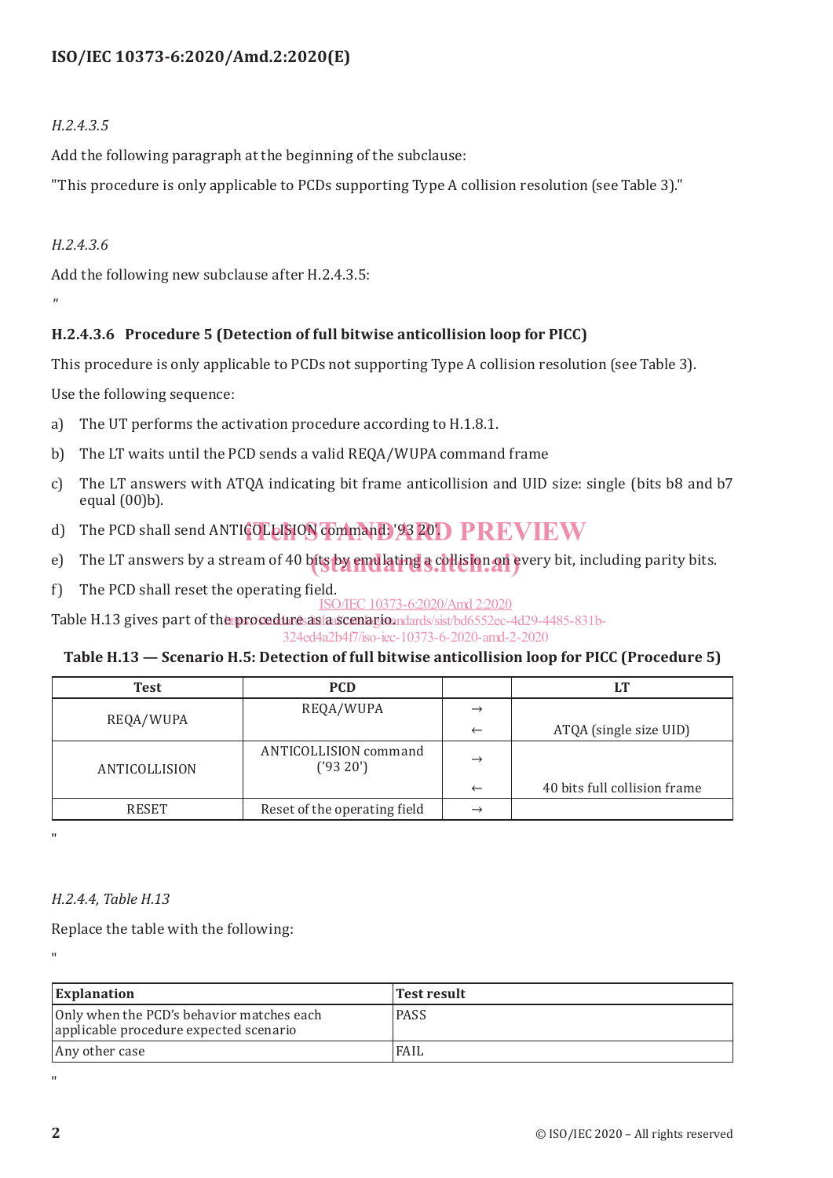*H.2.4.3.5*

Add the following paragraph at the beginning of the subclause:

"This procedure is only applicable to PCDs supporting Type A collision resolution (see Table 3)."

*H.2.4.3.6*

Add the following new subclause after H.2.4.3.5:

"

**H.2.4.3.6 Procedure 5 (Detection of full bitwise anticollision loop for PICC)**

This procedure is only applicable to PCDs not supporting Type A collision resolution (see Table 3).

Use the following sequence:

a) The UT performs the activation procedure according to H.1.8.1.

b) The LT waits until the PCD sends a valid REQA/WUPA command frame

c) The LT answers with ATQA indicating bit frame anticollision and UID size: single (bits b8 and b7 equal (00)b).

d) The PCD shall send ANTICOLLISION command: '93 20'.

e) The LT answers by a stream of 40 bits by emulating a collision on every bit, including parity bits.

f) The PCD shall reset the operating field.

Table H.13 gives part of the procedure as a scenario.

**Table H.13 — Scenario H.5: Detection of full bitwise anticollision loop for PICC (Procedure 5)**

| Test | PCD | | LT |
|---|---|---|---|
| REQA/WUPA | REQA/WUPA | → | |
| | | ← | ATQA (single size UID) |
| ANTICOLLISION | ANTICOLLISION command ('93 20') | → | |
| | | ← | 40 bits full collision frame |
| RESET | Reset of the operating field | → | |

"

*H.2.4.4, Table H.13*

Replace the table with the following:

"

| Explanation | Test result |
|---|---|
| Only when the PCD's behavior matches each applicable procedure expected scenario | PASS |
| Any other case | FAIL |

"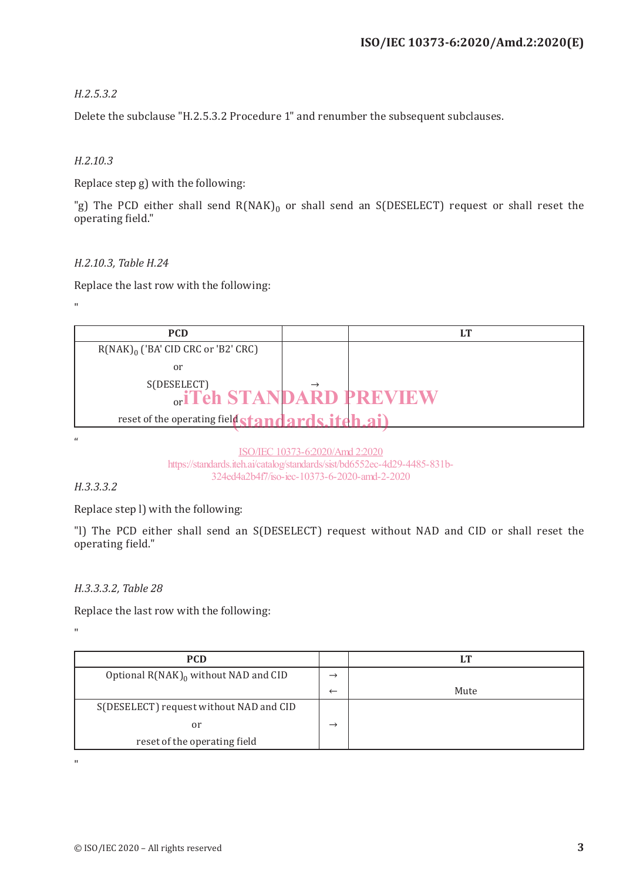*H.2.5.3.2*

Delete the subclause "H.2.5.3.2 Procedure 1" and renumber the subsequent subclauses.

*H.2.10.3*

Replace step g) with the following:

"g) The PCD either shall send $R(NAK)_0$ or shall send an S(DESELECT) request or shall reset the operating field."

*H.2.10.3, Table H.24*

Replace the last row with the following:

"

| PCD | | LT |
|---|---|---|
| $R(NAK)_0$ ('BA' CID CRC or 'B2' CRC)<br>or<br>S(DESELECT)<br>or<br>reset of the operating field | → | |

"

*H.3.3.3.2*

Replace step l) with the following:

"l) The PCD either shall send an S(DESELECT) request without NAD and CID or shall reset the operating field."

*H.3.3.3.2, Table 28*

Replace the last row with the following:

"

| PCD | | LT |
|---|---|---|
| Optional $R(NAK)_0$ without NAD and CID | →<br>← | Mute |
| S(DESELECT) request without NAD and CID<br>or<br>reset of the operating field | → | |

"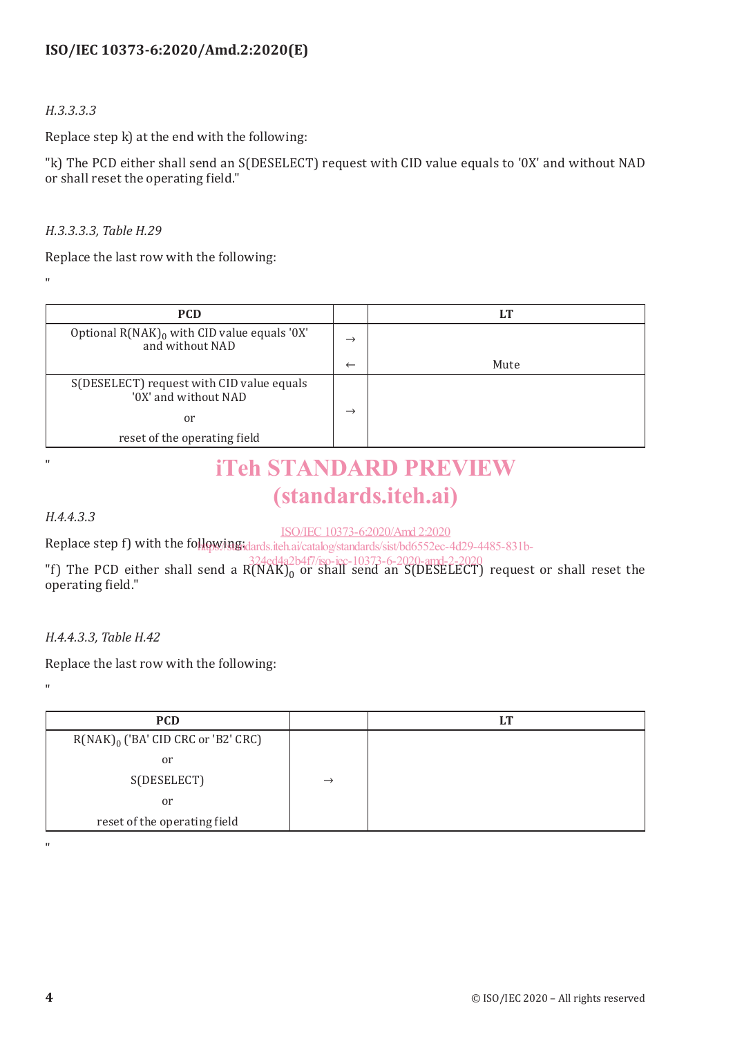*H.3.3.3.3*

Replace step k) at the end with the following:

"k) The PCD either shall send an S(DESELECT) request with CID value equals to '0X' and without NAD or shall reset the operating field."

*H.3.3.3.3, Table H.29*

Replace the last row with the following:

"

| PCD | | LT |
|---|---|---|
| Optional $R(NAK)_0$ with CID value equals '0X' and without NAD | → | |
| | ← | Mute |
| S(DESELECT) request with CID value equals '0X' and without NAD<br>or<br>reset of the operating field | → | |

"

*H.4.4.3.3*

Replace step f) with the following:

"f) The PCD either shall send a $R(NAK)_0$ or shall send an S(DESELECT) request or shall reset the operating field."

*H.4.4.3.3, Table H.42*

Replace the last row with the following:

"

| PCD | | LT |
|---|---|---|
| $R(NAK)_0$ ('BA' CID CRC or 'B2' CRC)<br>or<br>S(DESELECT)<br>or<br>reset of the operating field | → | |

"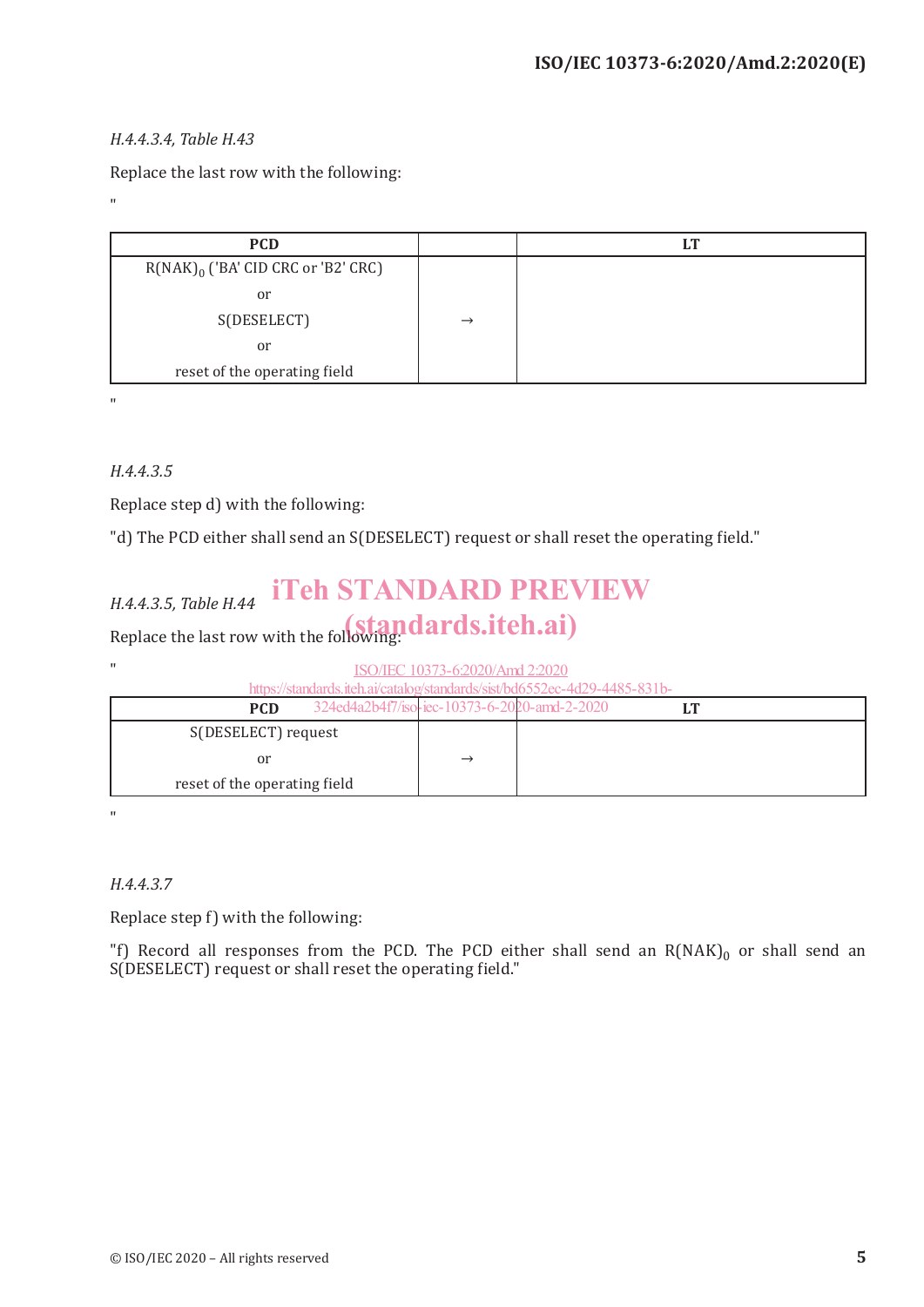*H.4.4.3.4, Table H.43*

Replace the last row with the following:

"

| PCD | | LT |
|---|---|---|
| $R(NAK)_0$ ('BA' CID CRC or 'B2' CRC)<br>or<br>S(DESELECT)<br>or<br>reset of the operating field | → | |

"

*H.4.4.3.5*

Replace step d) with the following:

"d) The PCD either shall send an S(DESELECT) request or shall reset the operating field."

*H.4.4.3.5, Table H.44*

Replace the last row with the following:

"

| PCD | | LT |
|---|---|---|
| S(DESELECT) request<br>or<br>reset of the operating field | → | |

"

*H.4.4.3.7*

Replace step f) with the following:

"f) Record all responses from the PCD. The PCD either shall send an $R(NAK)_0$ or shall send an S(DESELECT) request or shall reset the operating field."